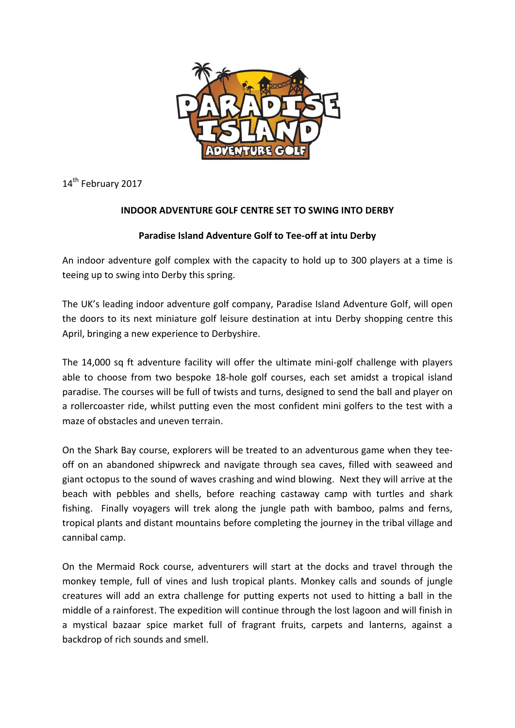14th February 2017

**INDOOR ADVENTURE GOLF CENTRE SET TO SWING INTO DERBY**

**Paradise Island Adventure Golf to Tee-off at intu Derby**

An indoor adventure golf complex with the capacity to hold up to 300 players at a time is teeing up to swing into Derby this spring.

The UK's leading indoor adventure golf company, Paradise Island Adventure Golf, will open the doors to its next miniature golf leisure destination at intu Derby shopping centre this April, bringing a new experience to Derbyshire.

The 14,000 sq ft adventure facility will offer the ultimate mini-golf challenge with players able to choose from two bespoke 18-hole golf courses, each set amidst a tropical island paradise. The courses will be full of twists and turns, designed to send the ball and player on a rollercoaster ride, whilst putting even the most confident mini golfers to the test with a maze of obstacles and uneven terrain.

On the Shark Bay course, explorers will be treated to an adventurous game when they tee-off on an abandoned shipwreck and navigate through sea caves, filled with seaweed and giant octopus to the sound of waves crashing and wind blowing. Next they will arrive at the beach with pebbles and shells, before reaching castaway camp with turtles and shark fishing. Finally voyagers will trek along the jungle path with bamboo, palms and ferns, tropical plants and distant mountains before completing the journey in the tribal village and cannibal camp.

On the Mermaid Rock course, adventurers will start at the docks and travel through the monkey temple, full of vines and lush tropical plants. Monkey calls and sounds of jungle creatures will add an extra challenge for putting experts not used to hitting a ball in the middle of a rainforest. The expedition will continue through the lost lagoon and will finish in a mystical bazaar spice market full of fragrant fruits, carpets and lanterns, against a backdrop of rich sounds and smell.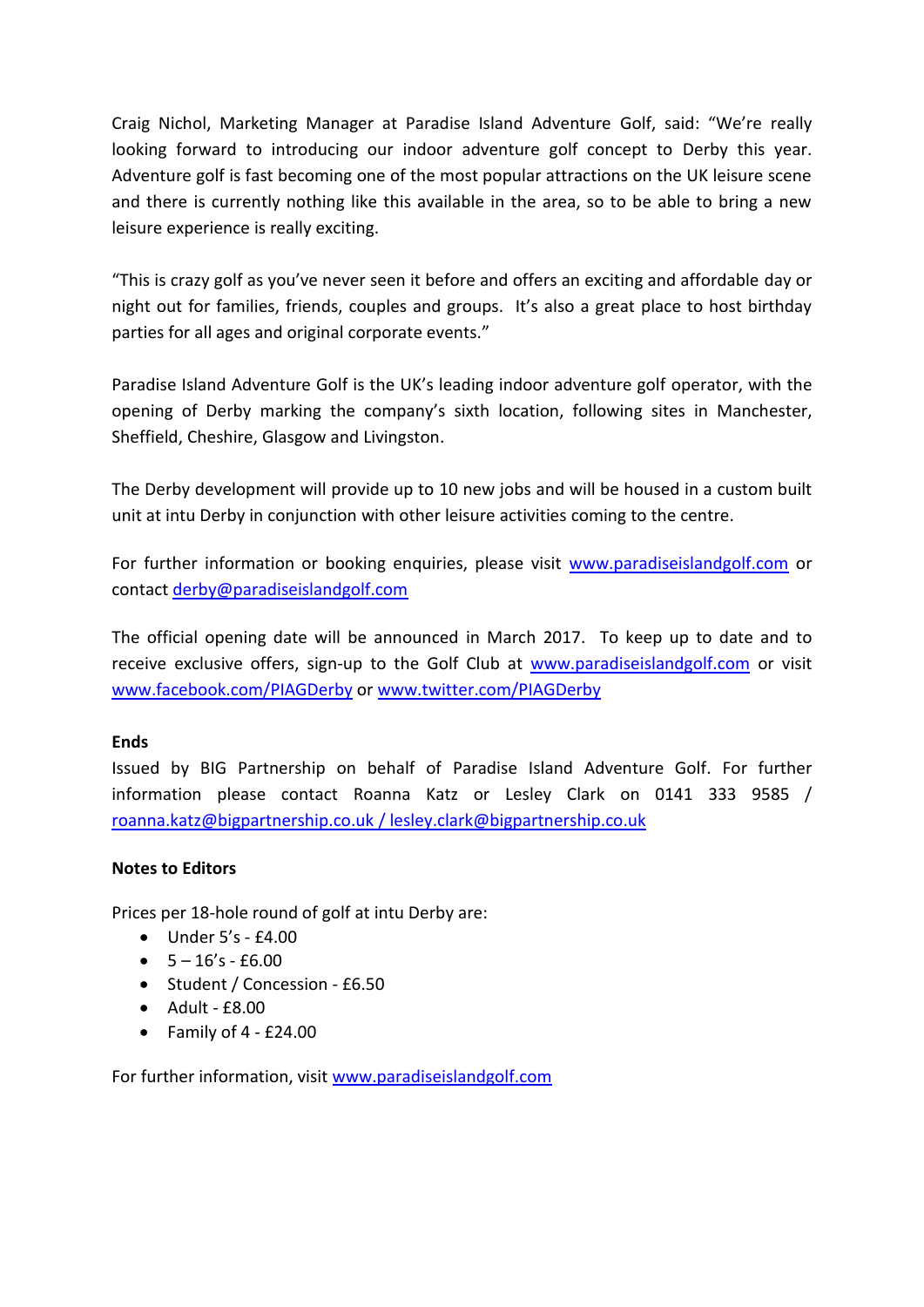Craig Nichol, Marketing Manager at Paradise Island Adventure Golf, said: “We’re really looking forward to introducing our indoor adventure golf concept to Derby this year. Adventure golf is fast becoming one of the most popular attractions on the UK leisure scene and there is currently nothing like this available in the area, so to be able to bring a new leisure experience is really exciting.

“This is crazy golf as you’ve never seen it before and offers an exciting and affordable day or night out for families, friends, couples and groups. It’s also a great place to host birthday parties for all ages and original corporate events.”

Paradise Island Adventure Golf is the UK’s leading indoor adventure golf operator, with the opening of Derby marking the company’s sixth location, following sites in Manchester, Sheffield, Cheshire, Glasgow and Livingston.

The Derby development will provide up to 10 new jobs and will be housed in a custom built unit at intu Derby in conjunction with other leisure activities coming to the centre.

For further information or booking enquiries, please visit www.paradiseislandgolf.com or contact derby@paradiseislandgolf.com

The official opening date will be announced in March 2017. To keep up to date and to receive exclusive offers, sign-up to the Golf Club at www.paradiseislandgolf.com or visit www.facebook.com/PIAGDerby or www.twitter.com/PIAGDerby

**Ends**

Issued by BIG Partnership on behalf of Paradise Island Adventure Golf. For further information please contact Roanna Katz or Lesley Clark on 0141 333 9585 / roanna.katz@bigpartnership.co.uk / lesley.clark@bigpartnership.co.uk

**Notes to Editors**

Prices per 18-hole round of golf at intu Derby are:

- Under 5’s - £4.00
- 5 – 16’s - £6.00
- Student / Concession - £6.50
- Adult - £8.00
- Family of 4 - £24.00

For further information, visit www.paradiseislandgolf.com